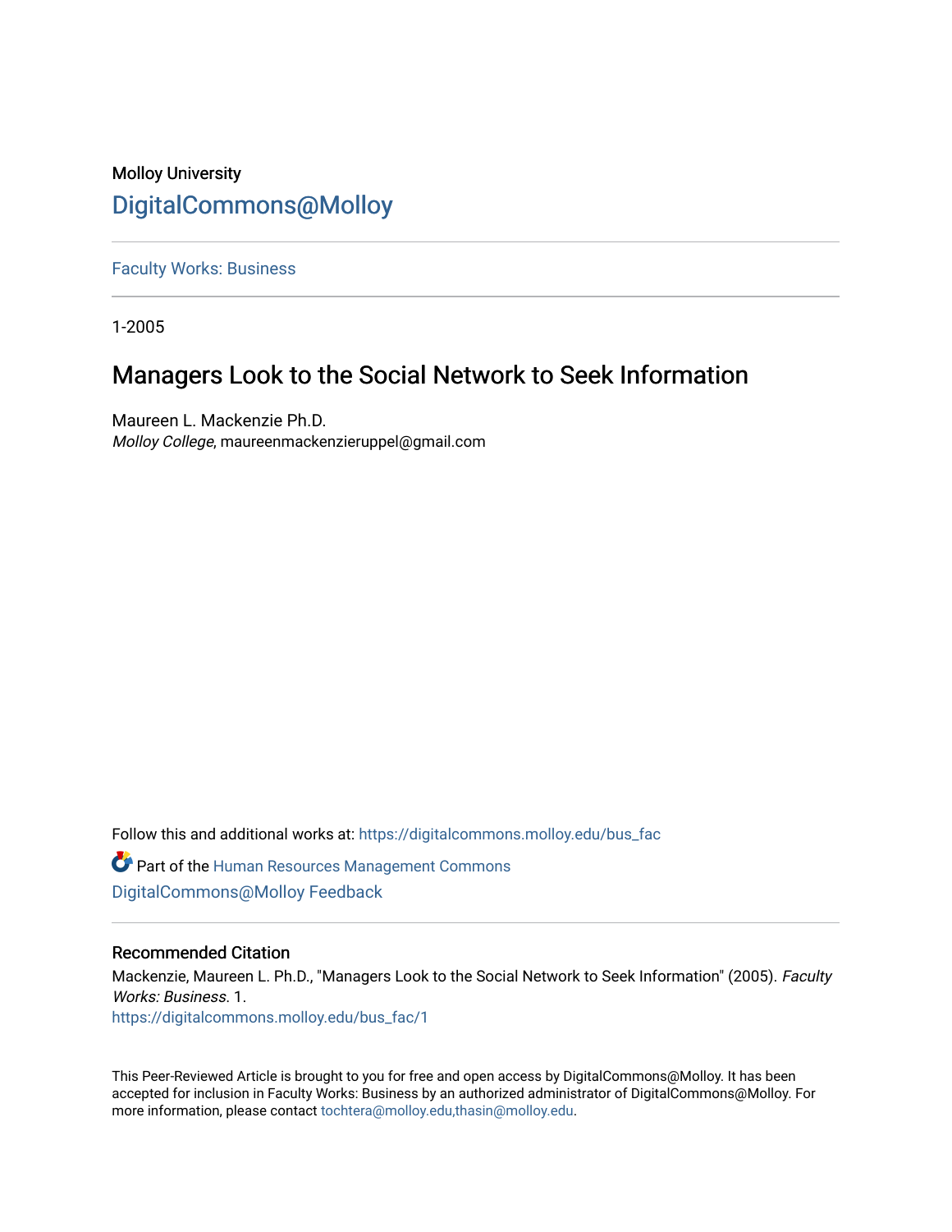Molloy University

DigitalCommons@Molloy

---

Faculty Works: Business

---

1-2005

# Managers Look to the Social Network to Seek Information

Maureen L. Mackenzie Ph.D.
*Molloy College*, maureenmackenzieruppel@gmail.com

Follow this and additional works at: https://digitalcommons.molloy.edu/bus_fac

Part of the Human Resources Management Commons
DigitalCommons@Molloy Feedback

---

## Recommended Citation

Mackenzie, Maureen L. Ph.D., "Managers Look to the Social Network to Seek Information" (2005). *Faculty Works: Business*. 1.
https://digitalcommons.molloy.edu/bus_fac/1

This Peer-Reviewed Article is brought to you for free and open access by DigitalCommons@Molloy. It has been accepted for inclusion in Faculty Works: Business by an authorized administrator of DigitalCommons@Molloy. For more information, please contact tochtera@molloy.edu,thasin@molloy.edu.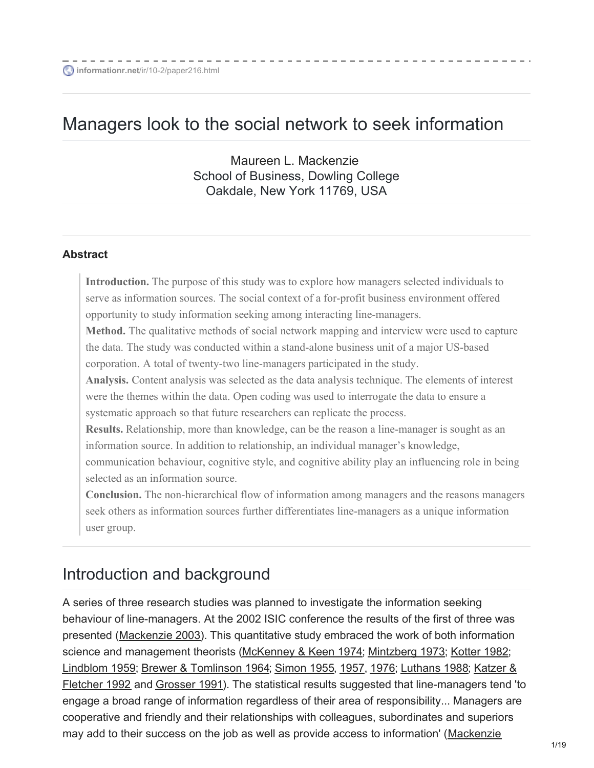# Managers look to the social network to seek information

Maureen L. Mackenzie
School of Business, Dowling College
Oakdale, New York 11769, USA

#### Abstract

> **Introduction.** The purpose of this study was to explore how managers selected individuals to serve as information sources. The social context of a for-profit business environment offered opportunity to study information seeking among interacting line-managers.
> **Method.** The qualitative methods of social network mapping and interview were used to capture the data. The study was conducted within a stand-alone business unit of a major US-based corporation. A total of twenty-two line-managers participated in the study.
> **Analysis.** Content analysis was selected as the data analysis technique. The elements of interest were the themes within the data. Open coding was used to interrogate the data to ensure a systematic approach so that future researchers can replicate the process.
> **Results.** Relationship, more than knowledge, can be the reason a line-manager is sought as an information source. In addition to relationship, an individual manager's knowledge, communication behaviour, cognitive style, and cognitive ability play an influencing role in being selected as an information source.
> **Conclusion.** The non-hierarchical flow of information among managers and the reasons managers seek others as information sources further differentiates line-managers as a unique information user group.

## Introduction and background

A series of three research studies was planned to investigate the information seeking behaviour of line-managers. At the 2002 ISIC conference the results of the first of three was presented (Mackenzie 2003). This quantitative study embraced the work of both information science and management theorists (McKenney & Keen 1974; Mintzberg 1973; Kotter 1982; Lindblom 1959; Brewer & Tomlinson 1964; Simon 1955, 1957, 1976; Luthans 1988; Katzer & Fletcher 1992 and Grosser 1991). The statistical results suggested that line-managers tend 'to engage a broad range of information regardless of their area of responsibility... Managers are cooperative and friendly and their relationships with colleagues, subordinates and superiors may add to their success on the job as well as provide access to information' (Mackenzie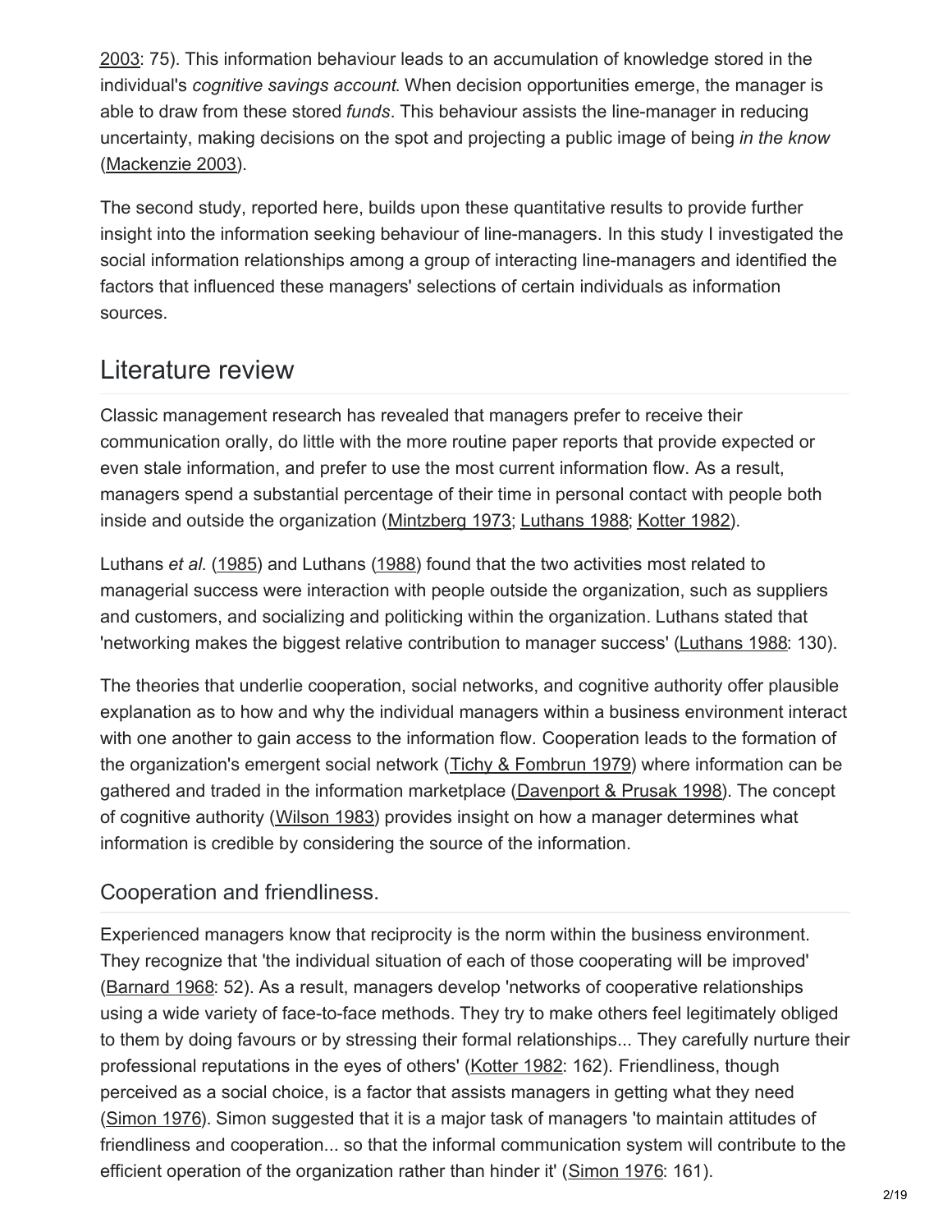2003: 75). This information behaviour leads to an accumulation of knowledge stored in the individual's *cognitive savings account*. When decision opportunities emerge, the manager is able to draw from these stored *funds*. This behaviour assists the line-manager in reducing uncertainty, making decisions on the spot and projecting a public image of being *in the know* (Mackenzie 2003).

The second study, reported here, builds upon these quantitative results to provide further insight into the information seeking behaviour of line-managers. In this study I investigated the social information relationships among a group of interacting line-managers and identified the factors that influenced these managers' selections of certain individuals as information sources.

## Literature review

Classic management research has revealed that managers prefer to receive their communication orally, do little with the more routine paper reports that provide expected or even stale information, and prefer to use the most current information flow. As a result, managers spend a substantial percentage of their time in personal contact with people both inside and outside the organization (Mintzberg 1973; Luthans 1988; Kotter 1982).

Luthans *et al.* (1985) and Luthans (1988) found that the two activities most related to managerial success were interaction with people outside the organization, such as suppliers and customers, and socializing and politicking within the organization. Luthans stated that 'networking makes the biggest relative contribution to manager success' (Luthans 1988: 130).

The theories that underlie cooperation, social networks, and cognitive authority offer plausible explanation as to how and why the individual managers within a business environment interact with one another to gain access to the information flow. Cooperation leads to the formation of the organization's emergent social network (Tichy & Fombrun 1979) where information can be gathered and traded in the information marketplace (Davenport & Prusak 1998). The concept of cognitive authority (Wilson 1983) provides insight on how a manager determines what information is credible by considering the source of the information.

### Cooperation and friendliness.

Experienced managers know that reciprocity is the norm within the business environment. They recognize that 'the individual situation of each of those cooperating will be improved' (Barnard 1968: 52). As a result, managers develop 'networks of cooperative relationships using a wide variety of face-to-face methods. They try to make others feel legitimately obliged to them by doing favours or by stressing their formal relationships... They carefully nurture their professional reputations in the eyes of others' (Kotter 1982: 162). Friendliness, though perceived as a social choice, is a factor that assists managers in getting what they need (Simon 1976). Simon suggested that it is a major task of managers 'to maintain attitudes of friendliness and cooperation... so that the informal communication system will contribute to the efficient operation of the organization rather than hinder it' (Simon 1976: 161).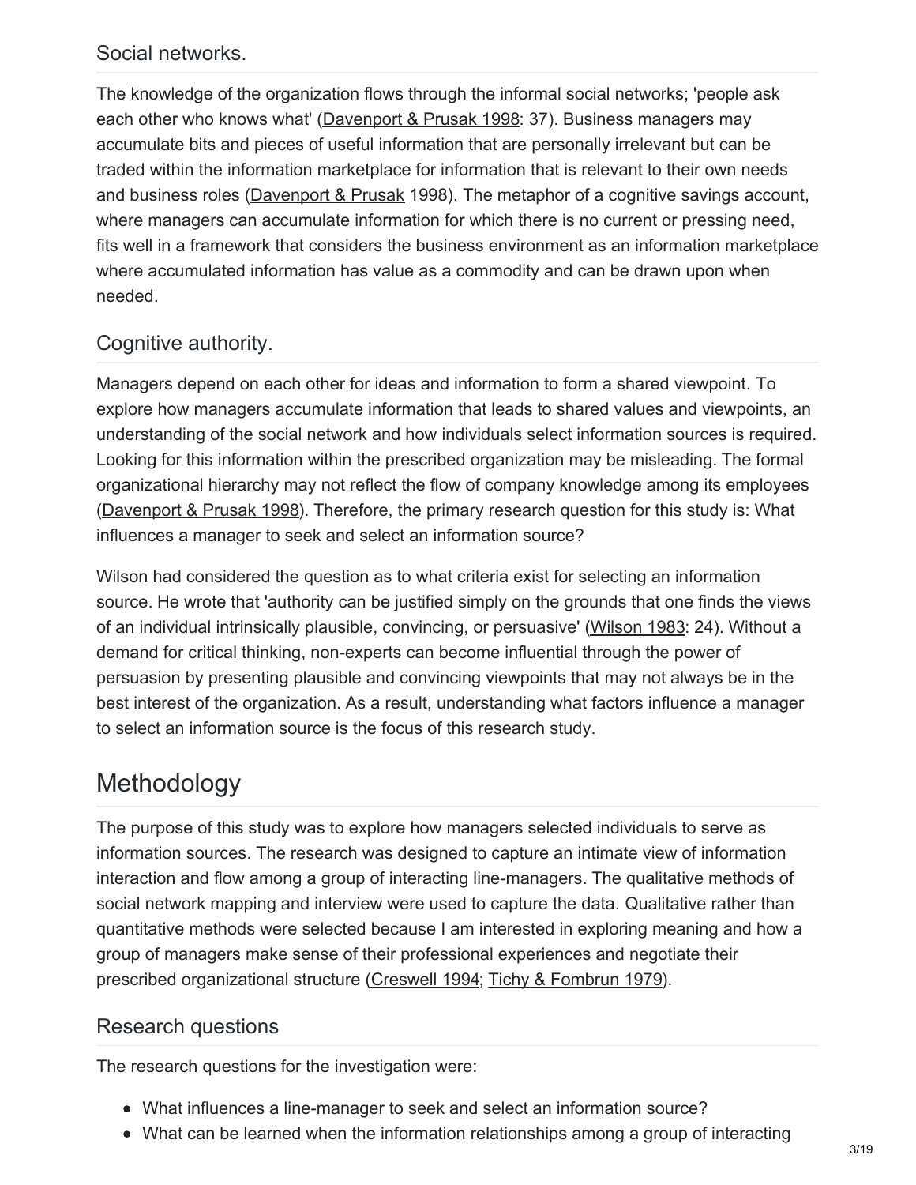### Social networks.

The knowledge of the organization flows through the informal social networks; 'people ask each other who knows what' (Davenport & Prusak 1998: 37). Business managers may accumulate bits and pieces of useful information that are personally irrelevant but can be traded within the information marketplace for information that is relevant to their own needs and business roles (Davenport & Prusak 1998). The metaphor of a cognitive savings account, where managers can accumulate information for which there is no current or pressing need, fits well in a framework that considers the business environment as an information marketplace where accumulated information has value as a commodity and can be drawn upon when needed.

### Cognitive authority.

Managers depend on each other for ideas and information to form a shared viewpoint. To explore how managers accumulate information that leads to shared values and viewpoints, an understanding of the social network and how individuals select information sources is required. Looking for this information within the prescribed organization may be misleading. The formal organizational hierarchy may not reflect the flow of company knowledge among its employees (Davenport & Prusak 1998). Therefore, the primary research question for this study is: What influences a manager to seek and select an information source?

Wilson had considered the question as to what criteria exist for selecting an information source. He wrote that 'authority can be justified simply on the grounds that one finds the views of an individual intrinsically plausible, convincing, or persuasive' (Wilson 1983: 24). Without a demand for critical thinking, non-experts can become influential through the power of persuasion by presenting plausible and convincing viewpoints that may not always be in the best interest of the organization. As a result, understanding what factors influence a manager to select an information source is the focus of this research study.

## Methodology

The purpose of this study was to explore how managers selected individuals to serve as information sources. The research was designed to capture an intimate view of information interaction and flow among a group of interacting line-managers. The qualitative methods of social network mapping and interview were used to capture the data. Qualitative rather than quantitative methods were selected because I am interested in exploring meaning and how a group of managers make sense of their professional experiences and negotiate their prescribed organizational structure (Creswell 1994; Tichy & Fombrun 1979).

### Research questions

The research questions for the investigation were:

- What influences a line-manager to seek and select an information source?
- What can be learned when the information relationships among a group of interacting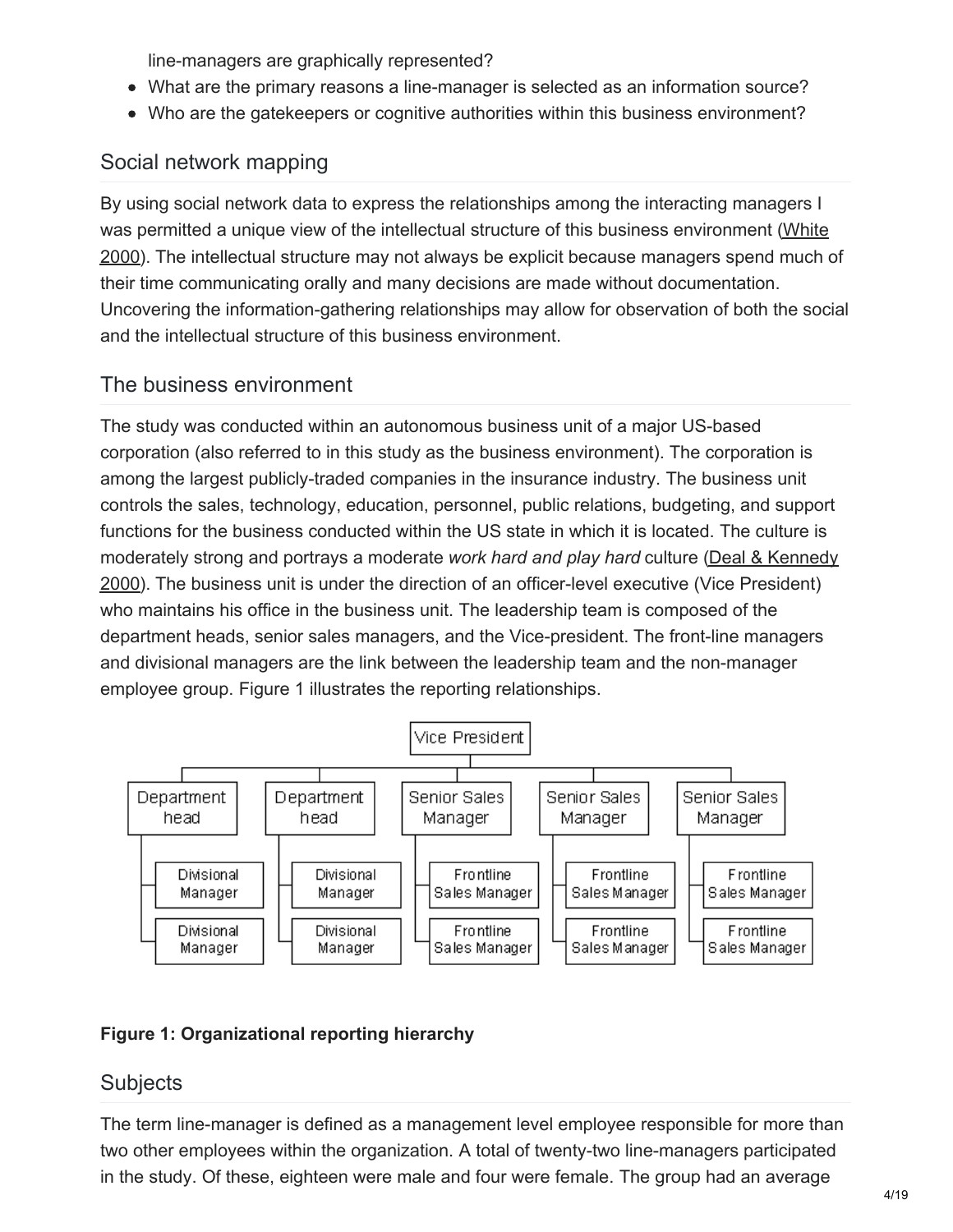line-managers are graphically represented?

- What are the primary reasons a line-manager is selected as an information source?
- Who are the gatekeepers or cognitive authorities within this business environment?

## Social network mapping

By using social network data to express the relationships among the interacting managers I was permitted a unique view of the intellectual structure of this business environment (White 2000). The intellectual structure may not always be explicit because managers spend much of their time communicating orally and many decisions are made without documentation. Uncovering the information-gathering relationships may allow for observation of both the social and the intellectual structure of this business environment.

## The business environment

The study was conducted within an autonomous business unit of a major US-based corporation (also referred to in this study as the business environment). The corporation is among the largest publicly-traded companies in the insurance industry. The business unit controls the sales, technology, education, personnel, public relations, budgeting, and support functions for the business conducted within the US state in which it is located. The culture is moderately strong and portrays a moderate *work hard and play hard* culture (Deal & Kennedy 2000). The business unit is under the direction of an officer-level executive (Vice President) who maintains his office in the business unit. The leadership team is composed of the department heads, senior sales managers, and the Vice-president. The front-line managers and divisional managers are the link between the leadership team and the non-manager employee group. Figure 1 illustrates the reporting relationships.

**Figure 1: Organizational reporting hierarchy**

## Subjects

The term line-manager is defined as a management level employee responsible for more than two other employees within the organization. A total of twenty-two line-managers participated in the study. Of these, eighteen were male and four were female. The group had an average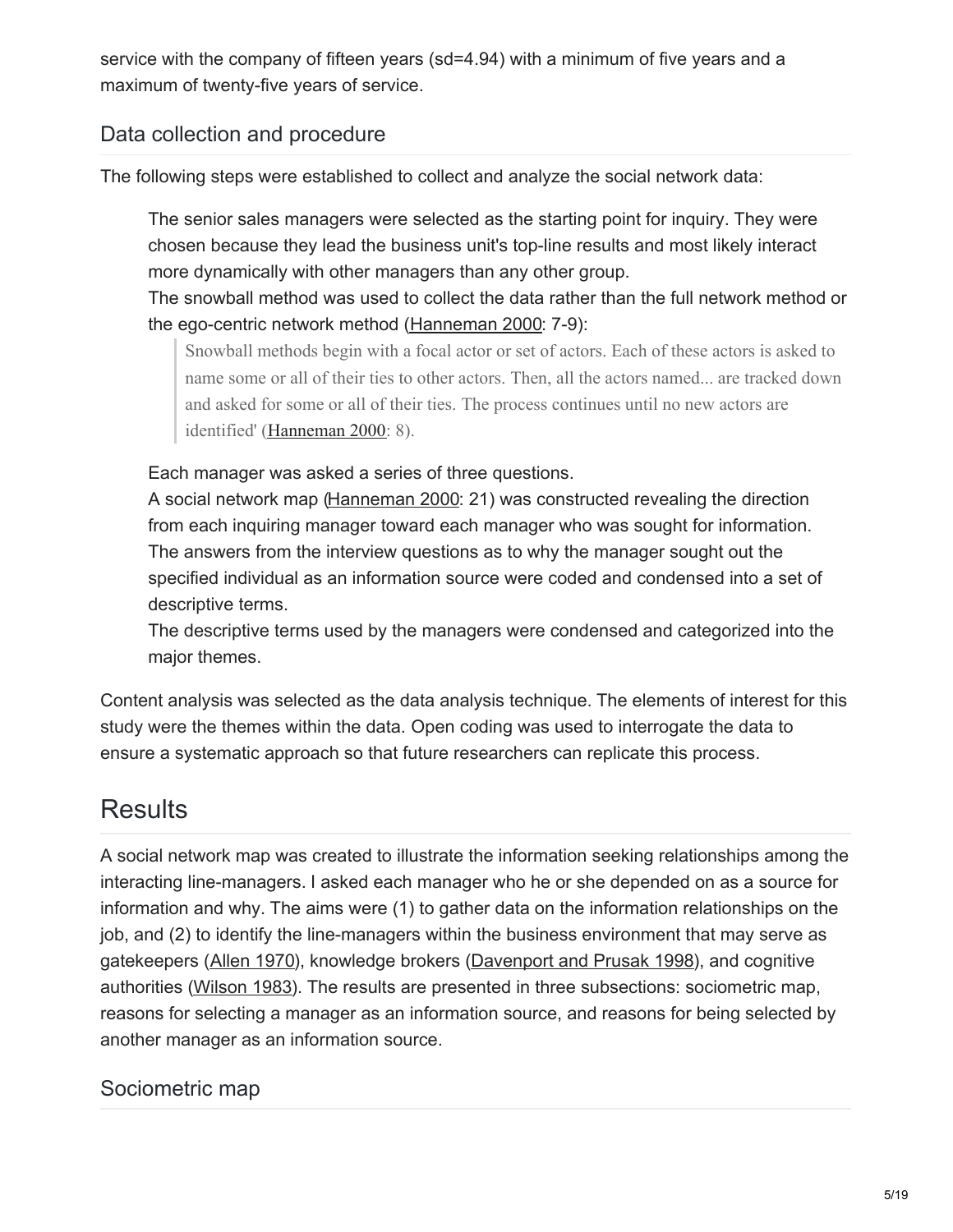service with the company of fifteen years (sd=4.94) with a minimum of five years and a maximum of twenty-five years of service.

## Data collection and procedure

The following steps were established to collect and analyze the social network data:

> The senior sales managers were selected as the starting point for inquiry. They were chosen because they lead the business unit's top-line results and most likely interact more dynamically with other managers than any other group.
>
> The snowball method was used to collect the data rather than the full network method or the ego-centric network method (Hanneman 2000: 7-9):
>
> > Snowball methods begin with a focal actor or set of actors. Each of these actors is asked to name some or all of their ties to other actors. Then, all the actors named... are tracked down and asked for some or all of their ties. The process continues until no new actors are identified' (Hanneman 2000: 8).
>
> Each manager was asked a series of three questions.
>
> A social network map (Hanneman 2000: 21) was constructed revealing the direction from each inquiring manager toward each manager who was sought for information.
>
> The answers from the interview questions as to why the manager sought out the specified individual as an information source were coded and condensed into a set of descriptive terms.
>
> The descriptive terms used by the managers were condensed and categorized into the major themes.

Content analysis was selected as the data analysis technique. The elements of interest for this study were the themes within the data. Open coding was used to interrogate the data to ensure a systematic approach so that future researchers can replicate this process.

# Results

A social network map was created to illustrate the information seeking relationships among the interacting line-managers. I asked each manager who he or she depended on as a source for information and why. The aims were (1) to gather data on the information relationships on the job, and (2) to identify the line-managers within the business environment that may serve as gatekeepers (Allen 1970), knowledge brokers (Davenport and Prusak 1998), and cognitive authorities (Wilson 1983). The results are presented in three subsections: sociometric map, reasons for selecting a manager as an information source, and reasons for being selected by another manager as an information source.

## Sociometric map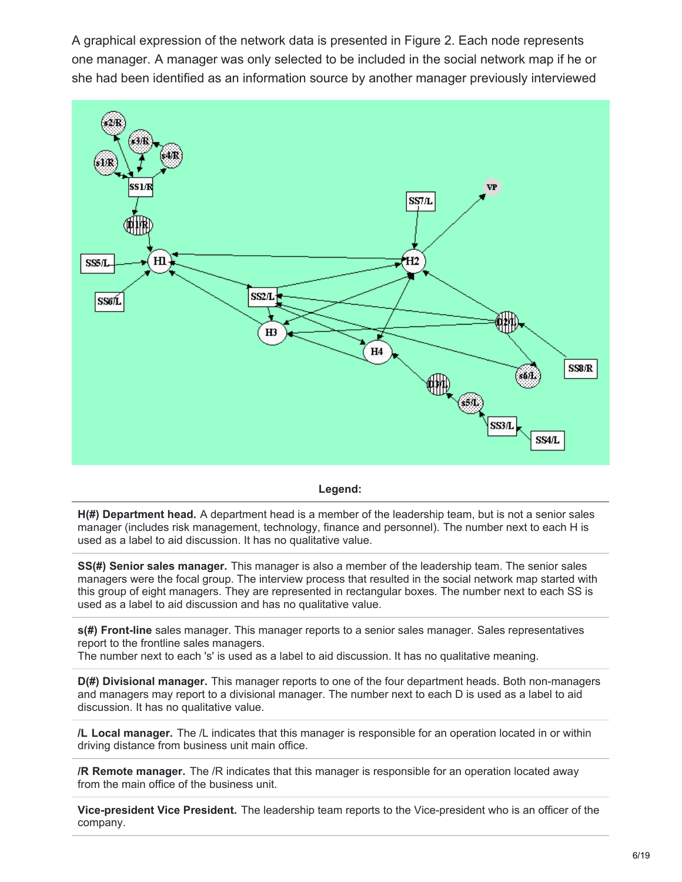A graphical expression of the network data is presented in Figure 2. Each node represents one manager. A manager was only selected to be included in the social network map if he or she had been identified as an information source by another manager previously interviewed

**Legend:**

**H(#) Department head.** A department head is a member of the leadership team, but is not a senior sales manager (includes risk management, technology, finance and personnel). The number next to each H is used as a label to aid discussion. It has no qualitative value.

**SS(#) Senior sales manager.** This manager is also a member of the leadership team. The senior sales managers were the focal group. The interview process that resulted in the social network map started with this group of eight managers. They are represented in rectangular boxes. The number next to each SS is used as a label to aid discussion and has no qualitative value.

**s(#) Front-line** sales manager. This manager reports to a senior sales manager. Sales representatives report to the frontline sales managers.
The number next to each 's' is used as a label to aid discussion. It has no qualitative meaning.

**D(#) Divisional manager.** This manager reports to one of the four department heads. Both non-managers and managers may report to a divisional manager. The number next to each D is used as a label to aid discussion. It has no qualitative value.

**/L Local manager.** The /L indicates that this manager is responsible for an operation located in or within driving distance from business unit main office.

**/R Remote manager.** The /R indicates that this manager is responsible for an operation located away from the main office of the business unit.

**Vice-president Vice President.** The leadership team reports to the Vice-president who is an officer of the company.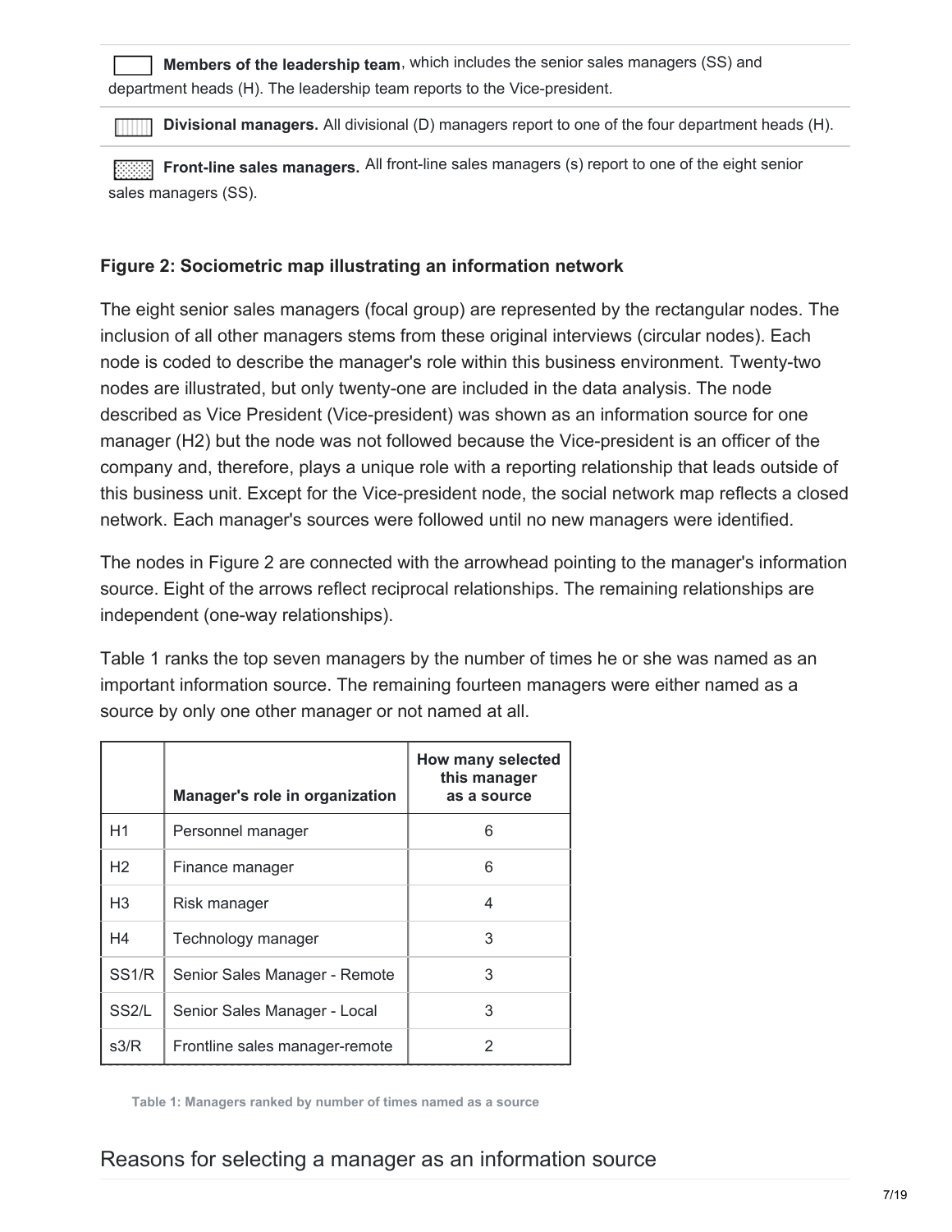**Members of the leadership team**, which includes the senior sales managers (SS) and department heads (H). The leadership team reports to the Vice-president.

**Divisional managers.** All divisional (D) managers report to one of the four department heads (H).

**Front-line sales managers.** All front-line sales managers (s) report to one of the eight senior sales managers (SS).

**Figure 2: Sociometric map illustrating an information network**

The eight senior sales managers (focal group) are represented by the rectangular nodes. The inclusion of all other managers stems from these original interviews (circular nodes). Each node is coded to describe the manager's role within this business environment. Twenty-two nodes are illustrated, but only twenty-one are included in the data analysis. The node described as Vice President (Vice-president) was shown as an information source for one manager (H2) but the node was not followed because the Vice-president is an officer of the company and, therefore, plays a unique role with a reporting relationship that leads outside of this business unit. Except for the Vice-president node, the social network map reflects a closed network. Each manager's sources were followed until no new managers were identified.

The nodes in Figure 2 are connected with the arrowhead pointing to the manager's information source. Eight of the arrows reflect reciprocal relationships. The remaining relationships are independent (one-way relationships).

Table 1 ranks the top seven managers by the number of times he or she was named as an important information source. The remaining fourteen managers were either named as a source by only one other manager or not named at all.

| | Manager's role in organization | How many selected this manager as a source |
|---|---|---|
| H1 | Personnel manager | 6 |
| H2 | Finance manager | 6 |
| H3 | Risk manager | 4 |
| H4 | Technology manager | 3 |
| SS1/R | Senior Sales Manager - Remote | 3 |
| SS2/L | Senior Sales Manager - Local | 3 |
| s3/R | Frontline sales manager-remote | 2 |

Table 1: Managers ranked by number of times named as a source

## Reasons for selecting a manager as an information source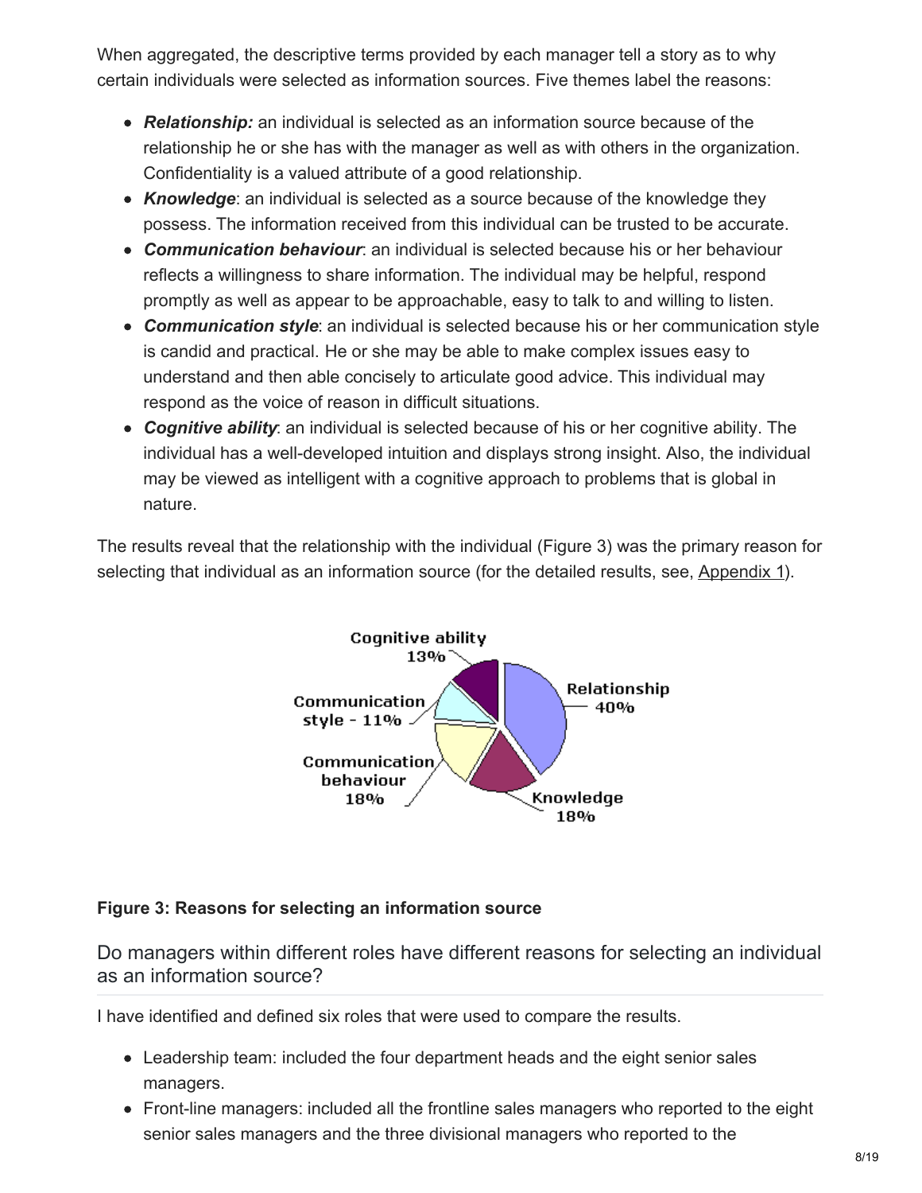When aggregated, the descriptive terms provided by each manager tell a story as to why certain individuals were selected as information sources. Five themes label the reasons:

- ***Relationship:*** an individual is selected as an information source because of the relationship he or she has with the manager as well as with others in the organization. Confidentiality is a valued attribute of a good relationship.
- ***Knowledge***: an individual is selected as a source because of the knowledge they possess. The information received from this individual can be trusted to be accurate.
- ***Communication behaviour***: an individual is selected because his or her behaviour reflects a willingness to share information. The individual may be helpful, respond promptly as well as appear to be approachable, easy to talk to and willing to listen.
- ***Communication style***: an individual is selected because his or her communication style is candid and practical. He or she may be able to make complex issues easy to understand and then able concisely to articulate good advice. This individual may respond as the voice of reason in difficult situations.
- ***Cognitive ability***: an individual is selected because of his or her cognitive ability. The individual has a well-developed intuition and displays strong insight. Also, the individual may be viewed as intelligent with a cognitive approach to problems that is global in nature.

The results reveal that the relationship with the individual (Figure 3) was the primary reason for selecting that individual as an information source (for the detailed results, see, Appendix 1).

Cognitive ability 13%, Relationship 40%, Communication style - 11%, Communication behaviour 18%, Knowledge 18%

**Figure 3: Reasons for selecting an information source**

## Do managers within different roles have different reasons for selecting an individual as an information source?

I have identified and defined six roles that were used to compare the results.

- Leadership team: included the four department heads and the eight senior sales managers.
- Front-line managers: included all the frontline sales managers who reported to the eight senior sales managers and the three divisional managers who reported to the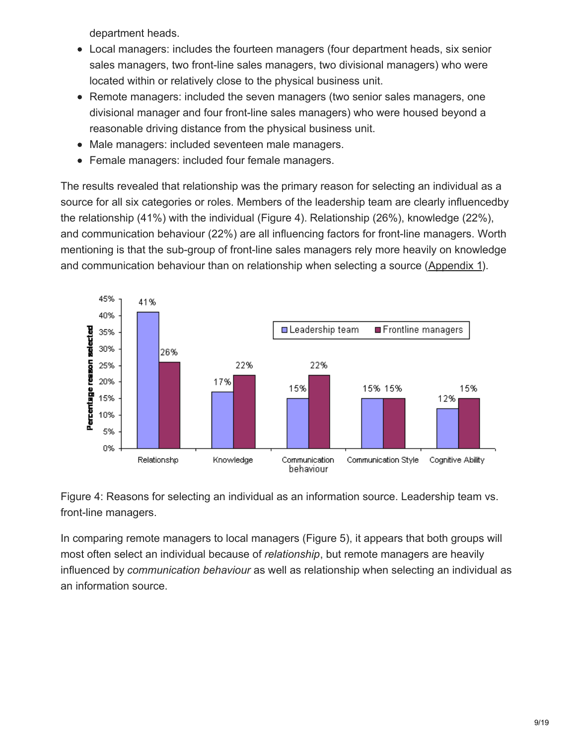department heads.

- Local managers: includes the fourteen managers (four department heads, six senior sales managers, two front-line sales managers, two divisional managers) who were located within or relatively close to the physical business unit.
- Remote managers: included the seven managers (two senior sales managers, one divisional manager and four front-line sales managers) who were housed beyond a reasonable driving distance from the physical business unit.
- Male managers: included seventeen male managers.
- Female managers: included four female managers.

The results revealed that relationship was the primary reason for selecting an individual as a source for all six categories or roles. Members of the leadership team are clearly influencedby the relationship (41%) with the individual (Figure 4). Relationship (26%), knowledge (22%), and communication behaviour (22%) are all influencing factors for front-line managers. Worth mentioning is that the sub-group of front-line sales managers rely more heavily on knowledge and communication behaviour than on relationship when selecting a source (Appendix 1).

| Reason | Leadership team | Frontline managers |
| --- | --- | --- |
| Relationshp | 41% | 26% |
| Knowledge | 17% | 22% |
| Communication behaviour | 15% | 22% |
| Communication Style | 15% | 15% |
| Cognitive Ability | 12% | 15% |

Figure 4: Reasons for selecting an individual as an information source. Leadership team vs. front-line managers.

In comparing remote managers to local managers (Figure 5), it appears that both groups will most often select an individual because of *relationship*, but remote managers are heavily influenced by *communication behaviour* as well as relationship when selecting an individual as an information source.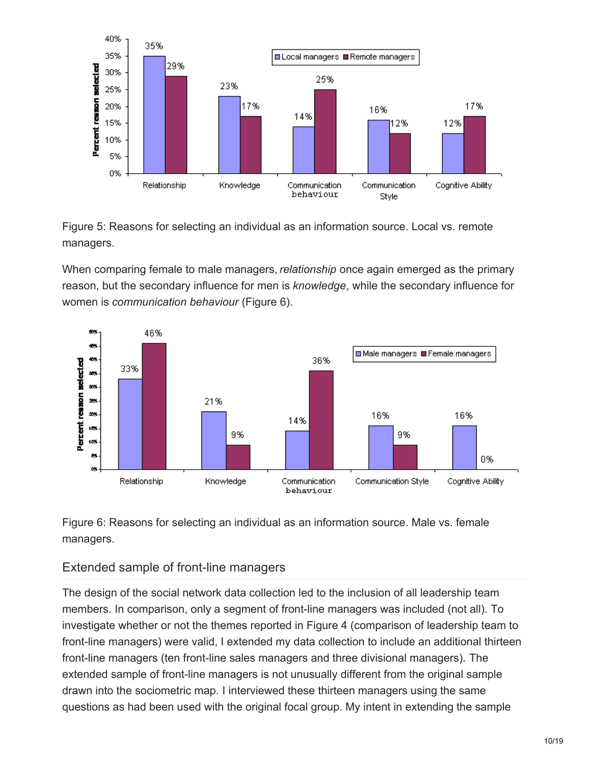Figure 5: Reasons for selecting an individual as an information source. Local vs. remote managers.

When comparing female to male managers, *relationship* once again emerged as the primary reason, but the secondary influence for men is *knowledge*, while the secondary influence for women is *communication behaviour* (Figure 6).

Figure 6: Reasons for selecting an individual as an information source. Male vs. female managers.

## Extended sample of front-line managers

The design of the social network data collection led to the inclusion of all leadership team members. In comparison, only a segment of front-line managers was included (not all). To investigate whether or not the themes reported in Figure 4 (comparison of leadership team to front-line managers) were valid, I extended my data collection to include an additional thirteen front-line managers (ten front-line sales managers and three divisional managers). The extended sample of front-line managers is not unusually different from the original sample drawn into the sociometric map. I interviewed these thirteen managers using the same questions as had been used with the original focal group. My intent in extending the sample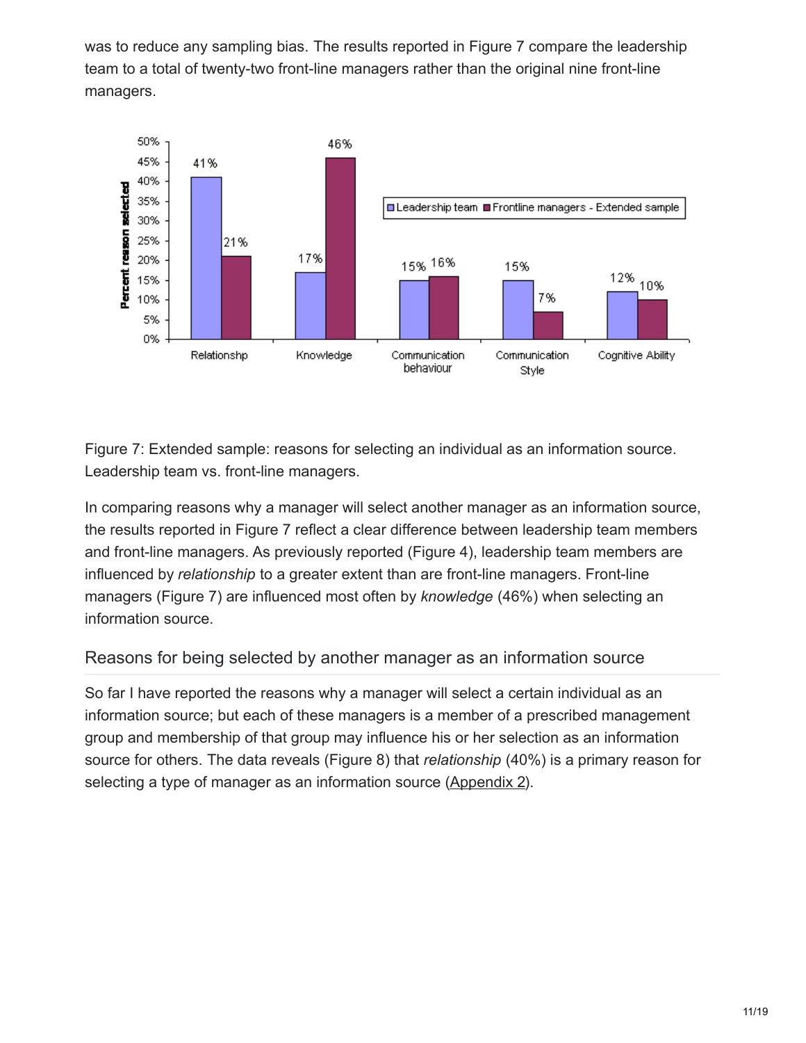was to reduce any sampling bias. The results reported in Figure 7 compare the leadership team to a total of twenty-two front-line managers rather than the original nine front-line managers.

Figure 7: Extended sample: reasons for selecting an individual as an information source. Leadership team vs. front-line managers.

In comparing reasons why a manager will select another manager as an information source, the results reported in Figure 7 reflect a clear difference between leadership team members and front-line managers. As previously reported (Figure 4), leadership team members are influenced by *relationship* to a greater extent than are front-line managers. Front-line managers (Figure 7) are influenced most often by *knowledge* (46%) when selecting an information source.

## Reasons for being selected by another manager as an information source

So far I have reported the reasons why a manager will select a certain individual as an information source; but each of these managers is a member of a prescribed management group and membership of that group may influence his or her selection as an information source for others. The data reveals (Figure 8) that *relationship* (40%) is a primary reason for selecting a type of manager as an information source (Appendix 2).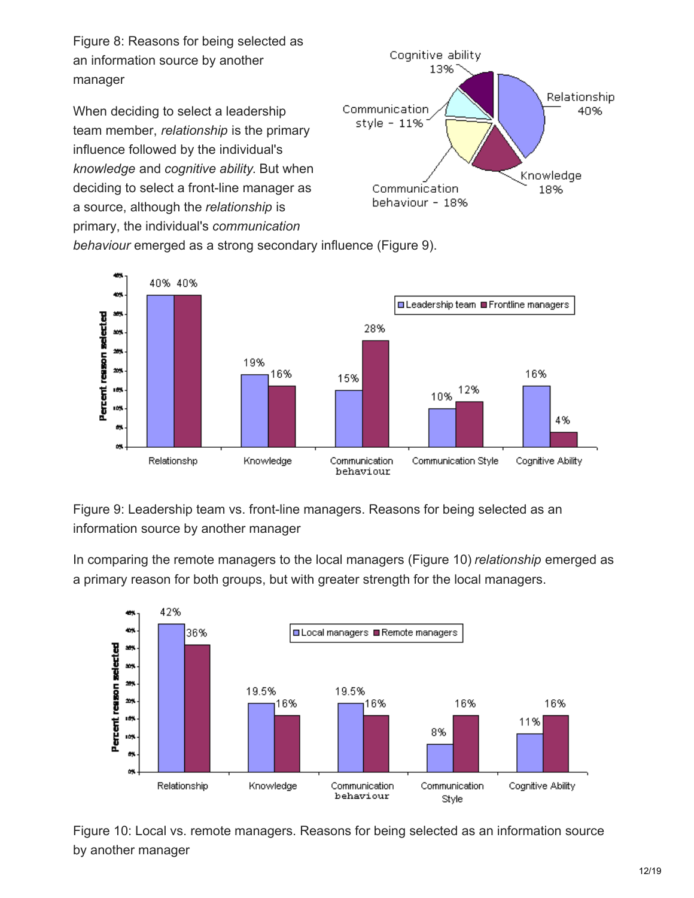Figure 8: Reasons for being selected as an information source by another manager

When deciding to select a leadership team member, *relationship* is the primary influence followed by the individual's *knowledge* and *cognitive ability*. But when deciding to select a front-line manager as a source, although the *relationship* is primary, the individual's *communication behaviour* emerged as a strong secondary influence (Figure 9).

Figure 9: Leadership team vs. front-line managers. Reasons for being selected as an information source by another manager

In comparing the remote managers to the local managers (Figure 10) *relationship* emerged as a primary reason for both groups, but with greater strength for the local managers.

Figure 10: Local vs. remote managers. Reasons for being selected as an information source by another manager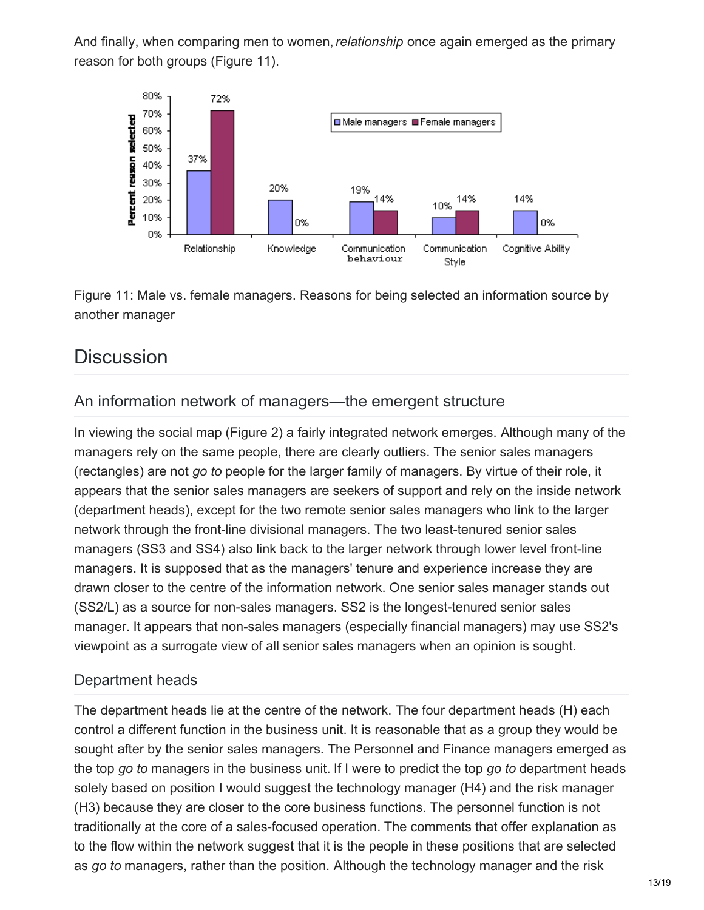And finally, when comparing men to women, *relationship* once again emerged as the primary reason for both groups (Figure 11).

Figure 11: Male vs. female managers. Reasons for being selected an information source by another manager

## Discussion

### An information network of managers—the emergent structure

In viewing the social map (Figure 2) a fairly integrated network emerges. Although many of the managers rely on the same people, there are clearly outliers. The senior sales managers (rectangles) are not *go to* people for the larger family of managers. By virtue of their role, it appears that the senior sales managers are seekers of support and rely on the inside network (department heads), except for the two remote senior sales managers who link to the larger network through the front-line divisional managers. The two least-tenured senior sales managers (SS3 and SS4) also link back to the larger network through lower level front-line managers. It is supposed that as the managers' tenure and experience increase they are drawn closer to the centre of the information network. One senior sales manager stands out (SS2/L) as a source for non-sales managers. SS2 is the longest-tenured senior sales manager. It appears that non-sales managers (especially financial managers) may use SS2's viewpoint as a surrogate view of all senior sales managers when an opinion is sought.

### Department heads

The department heads lie at the centre of the network. The four department heads (H) each control a different function in the business unit. It is reasonable that as a group they would be sought after by the senior sales managers. The Personnel and Finance managers emerged as the top *go to* managers in the business unit. If I were to predict the top *go to* department heads solely based on position I would suggest the technology manager (H4) and the risk manager (H3) because they are closer to the core business functions. The personnel function is not traditionally at the core of a sales-focused operation. The comments that offer explanation as to the flow within the network suggest that it is the people in these positions that are selected as *go to* managers, rather than the position. Although the technology manager and the risk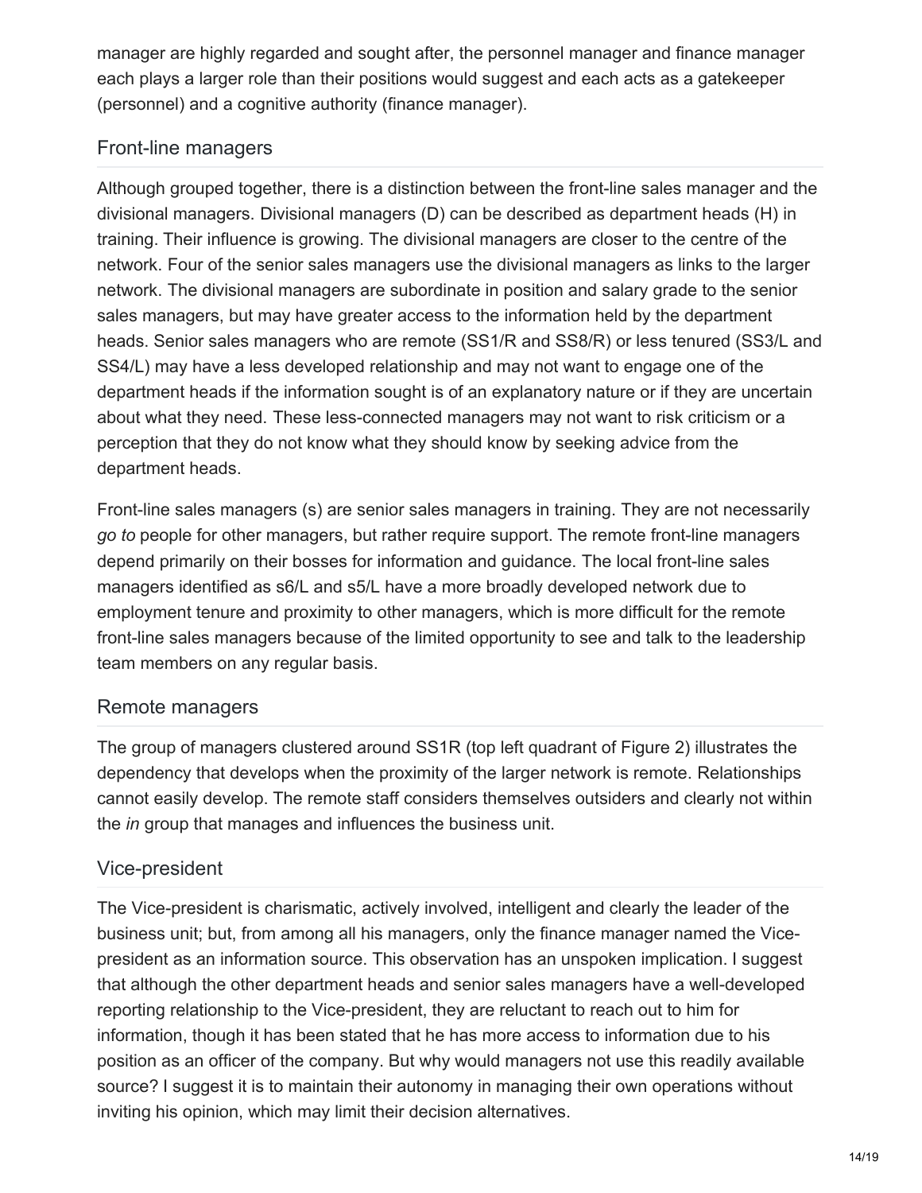manager are highly regarded and sought after, the personnel manager and finance manager each plays a larger role than their positions would suggest and each acts as a gatekeeper (personnel) and a cognitive authority (finance manager).

### Front-line managers

Although grouped together, there is a distinction between the front-line sales manager and the divisional managers. Divisional managers (D) can be described as department heads (H) in training. Their influence is growing. The divisional managers are closer to the centre of the network. Four of the senior sales managers use the divisional managers as links to the larger network. The divisional managers are subordinate in position and salary grade to the senior sales managers, but may have greater access to the information held by the department heads. Senior sales managers who are remote (SS1/R and SS8/R) or less tenured (SS3/L and SS4/L) may have a less developed relationship and may not want to engage one of the department heads if the information sought is of an explanatory nature or if they are uncertain about what they need. These less-connected managers may not want to risk criticism or a perception that they do not know what they should know by seeking advice from the department heads.

Front-line sales managers (s) are senior sales managers in training. They are not necessarily *go to* people for other managers, but rather require support. The remote front-line managers depend primarily on their bosses for information and guidance. The local front-line sales managers identified as s6/L and s5/L have a more broadly developed network due to employment tenure and proximity to other managers, which is more difficult for the remote front-line sales managers because of the limited opportunity to see and talk to the leadership team members on any regular basis.

### Remote managers

The group of managers clustered around SS1R (top left quadrant of Figure 2) illustrates the dependency that develops when the proximity of the larger network is remote. Relationships cannot easily develop. The remote staff considers themselves outsiders and clearly not within the *in* group that manages and influences the business unit.

### Vice-president

The Vice-president is charismatic, actively involved, intelligent and clearly the leader of the business unit; but, from among all his managers, only the finance manager named the Vice-president as an information source. This observation has an unspoken implication. I suggest that although the other department heads and senior sales managers have a well-developed reporting relationship to the Vice-president, they are reluctant to reach out to him for information, though it has been stated that he has more access to information due to his position as an officer of the company. But why would managers not use this readily available source? I suggest it is to maintain their autonomy in managing their own operations without inviting his opinion, which may limit their decision alternatives.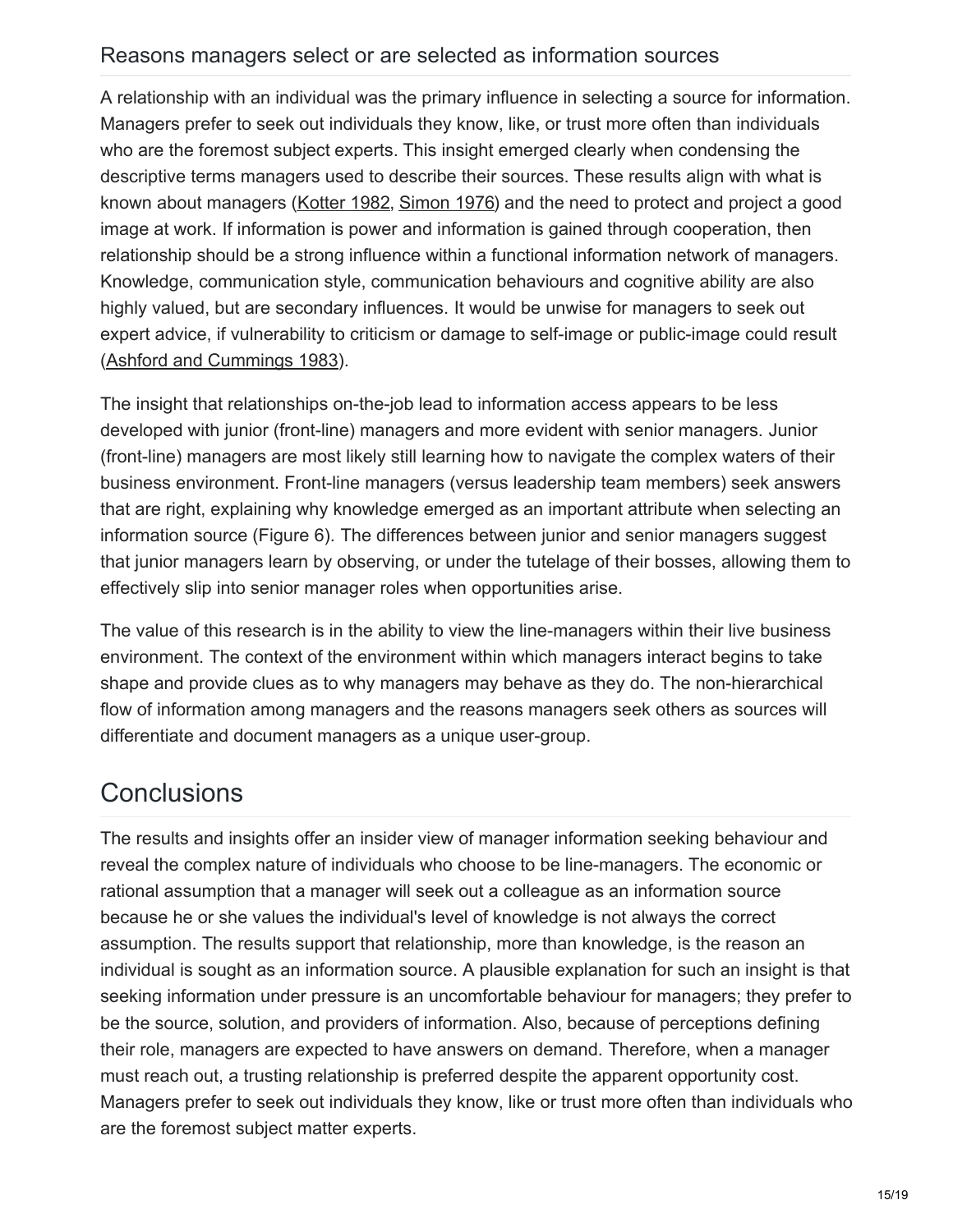### Reasons managers select or are selected as information sources

A relationship with an individual was the primary influence in selecting a source for information. Managers prefer to seek out individuals they know, like, or trust more often than individuals who are the foremost subject experts. This insight emerged clearly when condensing the descriptive terms managers used to describe their sources. These results align with what is known about managers (Kotter 1982, Simon 1976) and the need to protect and project a good image at work. If information is power and information is gained through cooperation, then relationship should be a strong influence within a functional information network of managers. Knowledge, communication style, communication behaviours and cognitive ability are also highly valued, but are secondary influences. It would be unwise for managers to seek out expert advice, if vulnerability to criticism or damage to self-image or public-image could result (Ashford and Cummings 1983).

The insight that relationships on-the-job lead to information access appears to be less developed with junior (front-line) managers and more evident with senior managers. Junior (front-line) managers are most likely still learning how to navigate the complex waters of their business environment. Front-line managers (versus leadership team members) seek answers that are right, explaining why knowledge emerged as an important attribute when selecting an information source (Figure 6). The differences between junior and senior managers suggest that junior managers learn by observing, or under the tutelage of their bosses, allowing them to effectively slip into senior manager roles when opportunities arise.

The value of this research is in the ability to view the line-managers within their live business environment. The context of the environment within which managers interact begins to take shape and provide clues as to why managers may behave as they do. The non-hierarchical flow of information among managers and the reasons managers seek others as sources will differentiate and document managers as a unique user-group.

## Conclusions

The results and insights offer an insider view of manager information seeking behaviour and reveal the complex nature of individuals who choose to be line-managers. The economic or rational assumption that a manager will seek out a colleague as an information source because he or she values the individual's level of knowledge is not always the correct assumption. The results support that relationship, more than knowledge, is the reason an individual is sought as an information source. A plausible explanation for such an insight is that seeking information under pressure is an uncomfortable behaviour for managers; they prefer to be the source, solution, and providers of information. Also, because of perceptions defining their role, managers are expected to have answers on demand. Therefore, when a manager must reach out, a trusting relationship is preferred despite the apparent opportunity cost. Managers prefer to seek out individuals they know, like or trust more often than individuals who are the foremost subject matter experts.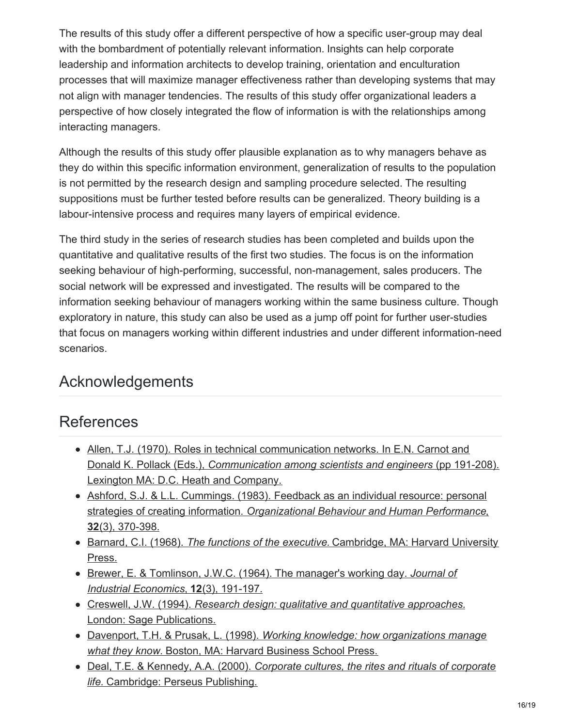The results of this study offer a different perspective of how a specific user-group may deal with the bombardment of potentially relevant information. Insights can help corporate leadership and information architects to develop training, orientation and enculturation processes that will maximize manager effectiveness rather than developing systems that may not align with manager tendencies. The results of this study offer organizational leaders a perspective of how closely integrated the flow of information is with the relationships among interacting managers.

Although the results of this study offer plausible explanation as to why managers behave as they do within this specific information environment, generalization of results to the population is not permitted by the research design and sampling procedure selected. The resulting suppositions must be further tested before results can be generalized. Theory building is a labour-intensive process and requires many layers of empirical evidence.

The third study in the series of research studies has been completed and builds upon the quantitative and qualitative results of the first two studies. The focus is on the information seeking behaviour of high-performing, successful, non-management, sales producers. The social network will be expressed and investigated. The results will be compared to the information seeking behaviour of managers working within the same business culture. Though exploratory in nature, this study can also be used as a jump off point for further user-studies that focus on managers working within different industries and under different information-need scenarios.

## Acknowledgements

## References

- Allen, T.J. (1970). Roles in technical communication networks. In E.N. Carnot and Donald K. Pollack (Eds.), *Communication among scientists and engineers* (pp 191-208). Lexington MA: D.C. Heath and Company.
- Ashford, S.J. & L.L. Cummings. (1983). Feedback as an individual resource: personal strategies of creating information. *Organizational Behaviour and Human Performance*, **32**(3), 370-398.
- Barnard, C.I. (1968). *The functions of the executive.* Cambridge, MA: Harvard University Press.
- Brewer, E. & Tomlinson, J.W.C. (1964). The manager's working day. *Journal of Industrial Economics*, **12**(3), 191-197.
- Creswell, J.W. (1994). *Research design: qualitative and quantitative approaches.* London: Sage Publications.
- Davenport, T.H. & Prusak, L. (1998). *Working knowledge: how organizations manage what they know.* Boston, MA: Harvard Business School Press.
- Deal, T.E. & Kennedy, A.A. (2000). *Corporate cultures, the rites and rituals of corporate life.* Cambridge: Perseus Publishing.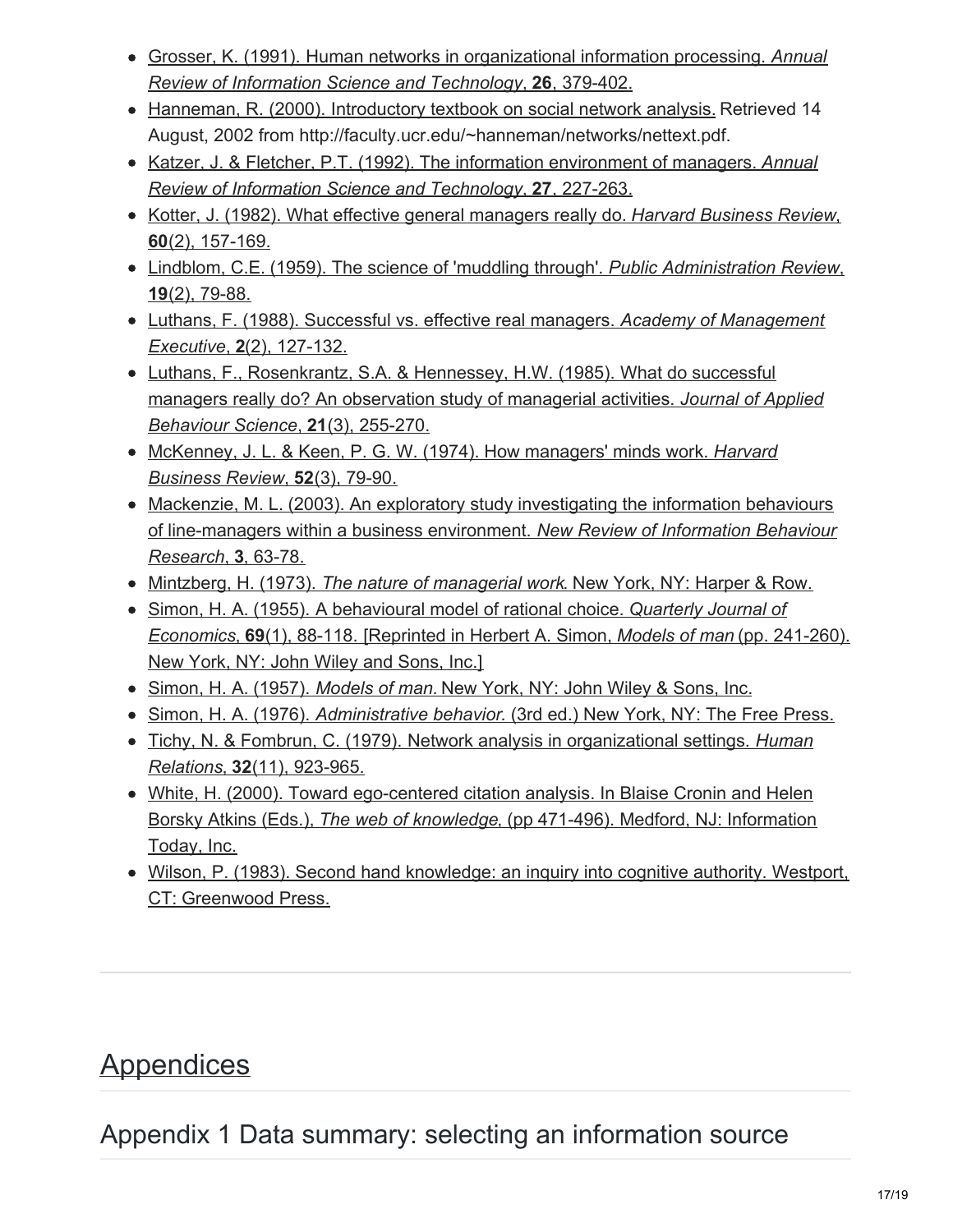- Grosser, K. (1991). Human networks in organizational information processing. *Annual Review of Information Science and Technology*, **26**, 379-402.
- Hanneman, R. (2000). Introductory textbook on social network analysis. Retrieved 14 August, 2002 from http://faculty.ucr.edu/~hanneman/networks/nettext.pdf.
- Katzer, J. & Fletcher, P.T. (1992). The information environment of managers. *Annual Review of Information Science and Technology*, **27**, 227-263.
- Kotter, J. (1982). What effective general managers really do. *Harvard Business Review*, **60**(2), 157-169.
- Lindblom, C.E. (1959). The science of 'muddling through'. *Public Administration Review*, **19**(2), 79-88.
- Luthans, F. (1988). Successful vs. effective real managers. *Academy of Management Executive*, **2**(2), 127-132.
- Luthans, F., Rosenkrantz, S.A. & Hennessey, H.W. (1985). What do successful managers really do? An observation study of managerial activities. *Journal of Applied Behaviour Science*, **21**(3), 255-270.
- McKenney, J. L. & Keen, P. G. W. (1974). How managers' minds work. *Harvard Business Review*, **52**(3), 79-90.
- Mackenzie, M. L. (2003). An exploratory study investigating the information behaviours of line-managers within a business environment. *New Review of Information Behaviour Research*, **3**, 63-78.
- Mintzberg, H. (1973). *The nature of managerial work*. New York, NY: Harper & Row.
- Simon, H. A. (1955). A behavioural model of rational choice. *Quarterly Journal of Economics*, **69**(1), 88-118. [Reprinted in Herbert A. Simon, *Models of man* (pp. 241-260). New York, NY: John Wiley and Sons, Inc.]
- Simon, H. A. (1957). *Models of man.* New York, NY: John Wiley & Sons, Inc.
- Simon, H. A. (1976). *Administrative behavior*. (3rd ed.) New York, NY: The Free Press.
- Tichy, N. & Fombrun, C. (1979). Network analysis in organizational settings. *Human Relations*, **32**(11), 923-965.
- White, H. (2000). Toward ego-centered citation analysis. In Blaise Cronin and Helen Borsky Atkins (Eds.), *The web of knowledge*, (pp 471-496). Medford, NJ: Information Today, Inc.
- Wilson, P. (1983). Second hand knowledge: an inquiry into cognitive authority. Westport, CT: Greenwood Press.

# Appendices

## Appendix 1 Data summary: selecting an information source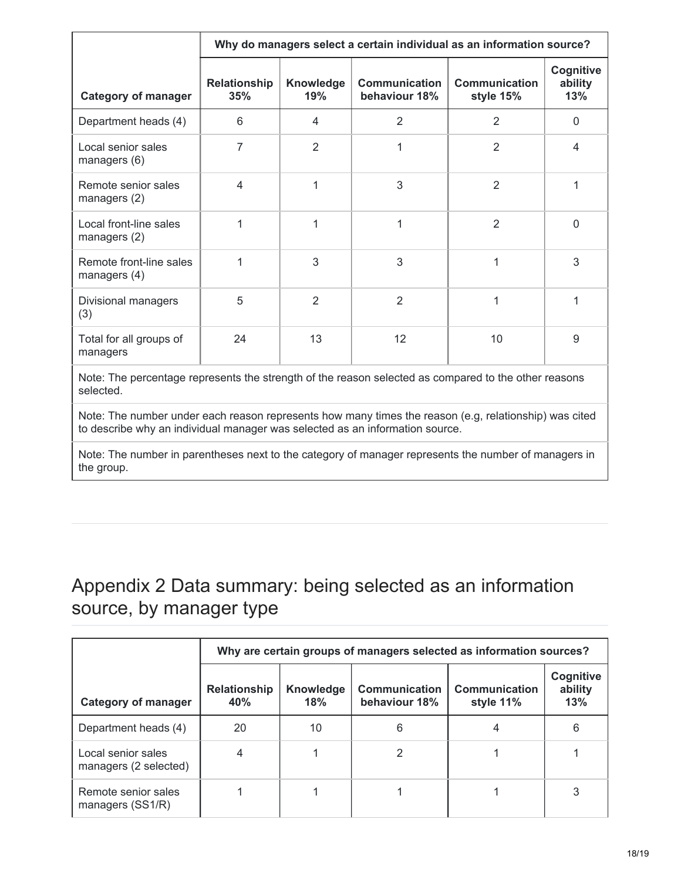| Category of manager | Why do managers select a certain individual as an information source? | | | | |
|---|---|---|---|---|---|
| | **Relationship 35%** | **Knowledge 19%** | **Communication behaviour 18%** | **Communication style 15%** | **Cognitive ability 13%** |
| Department heads (4) | 6 | 4 | 2 | 2 | 0 |
| Local senior sales managers (6) | 7 | 2 | 1 | 2 | 4 |
| Remote senior sales managers (2) | 4 | 1 | 3 | 2 | 1 |
| Local front-line sales managers (2) | 1 | 1 | 1 | 2 | 0 |
| Remote front-line sales managers (4) | 1 | 3 | 3 | 1 | 3 |
| Divisional managers (3) | 5 | 2 | 2 | 1 | 1 |
| Total for all groups of managers | 24 | 13 | 12 | 10 | 9 |

Note: The percentage represents the strength of the reason selected as compared to the other reasons selected.

Note: The number under each reason represents how many times the reason (e.g, relationship) was cited to describe why an individual manager was selected as an information source.

Note: The number in parentheses next to the category of manager represents the number of managers in the group.

# Appendix 2 Data summary: being selected as an information source, by manager type

| Category of manager | Why are certain groups of managers selected as information sources? | | | | |
|---|---|---|---|---|---|
| | **Relationship 40%** | **Knowledge 18%** | **Communication behaviour 18%** | **Communication style 11%** | **Cognitive ability 13%** |
| Department heads (4) | 20 | 10 | 6 | 4 | 6 |
| Local senior sales managers (2 selected) | 4 | 1 | 2 | 1 | 1 |
| Remote senior sales managers (SS1/R) | 1 | 1 | 1 | 1 | 3 |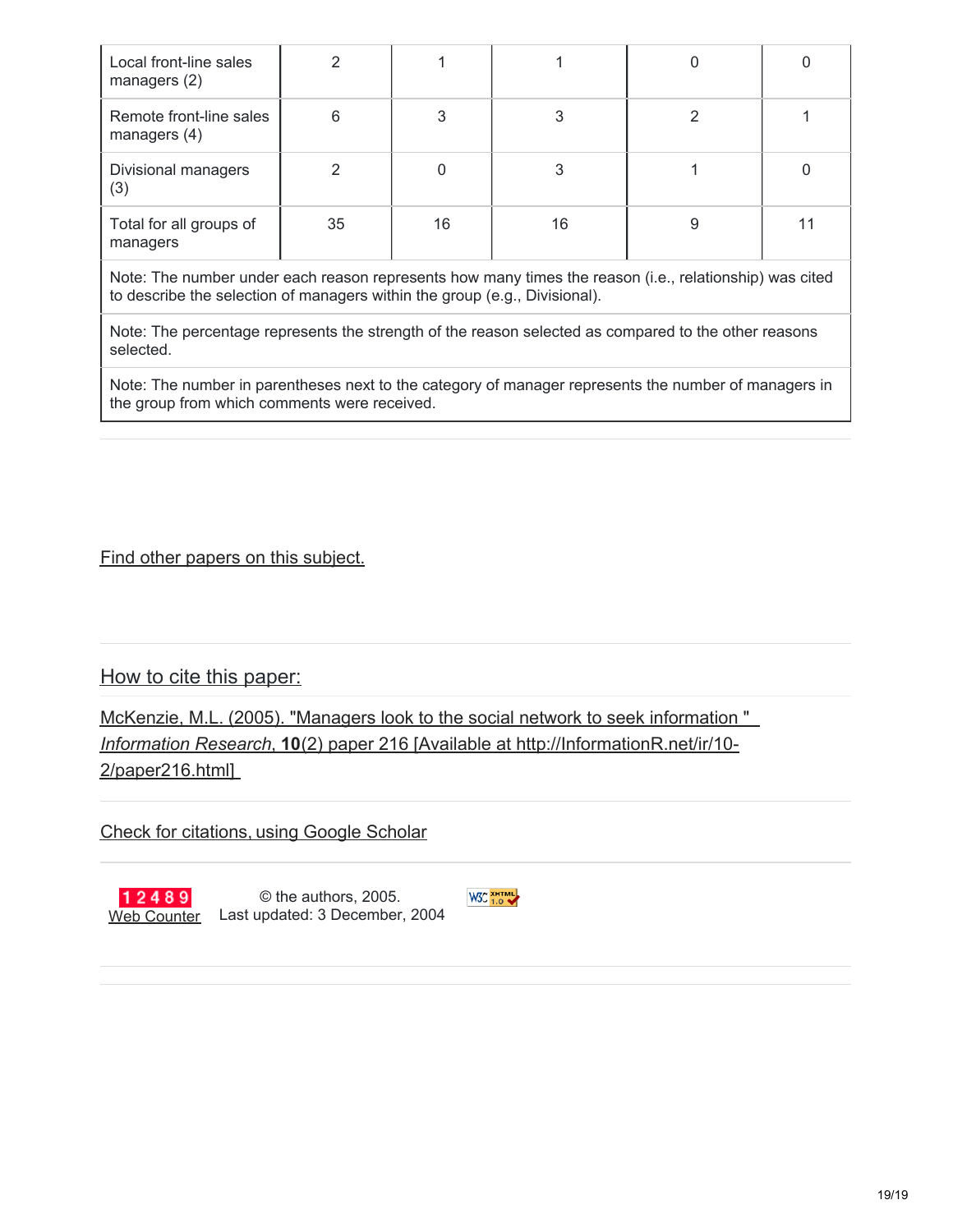| | | | | | |
|---|---|---|---|---|---|
| Local front-line sales managers (2) | 2 | 1 | 1 | 0 | 0 |
| Remote front-line sales managers (4) | 6 | 3 | 3 | 2 | 1 |
| Divisional managers (3) | 2 | 0 | 3 | 1 | 0 |
| Total for all groups of managers | 35 | 16 | 16 | 9 | 11 |

Note: The number under each reason represents how many times the reason (i.e., relationship) was cited to describe the selection of managers within the group (e.g., Divisional).

Note: The percentage represents the strength of the reason selected as compared to the other reasons selected.

Note: The number in parentheses next to the category of manager represents the number of managers in the group from which comments were received.

Find other papers on this subject.

## How to cite this paper:

McKenzie, M.L. (2005). "Managers look to the social network to seek information " *Information Research*, **10**(2) paper 216 [Available at http://InformationR.net/ir/10-2/paper216.html]

Check for citations, using Google Scholar

12489 Web Counter

© the authors, 2005.
Last updated: 3 December, 2004